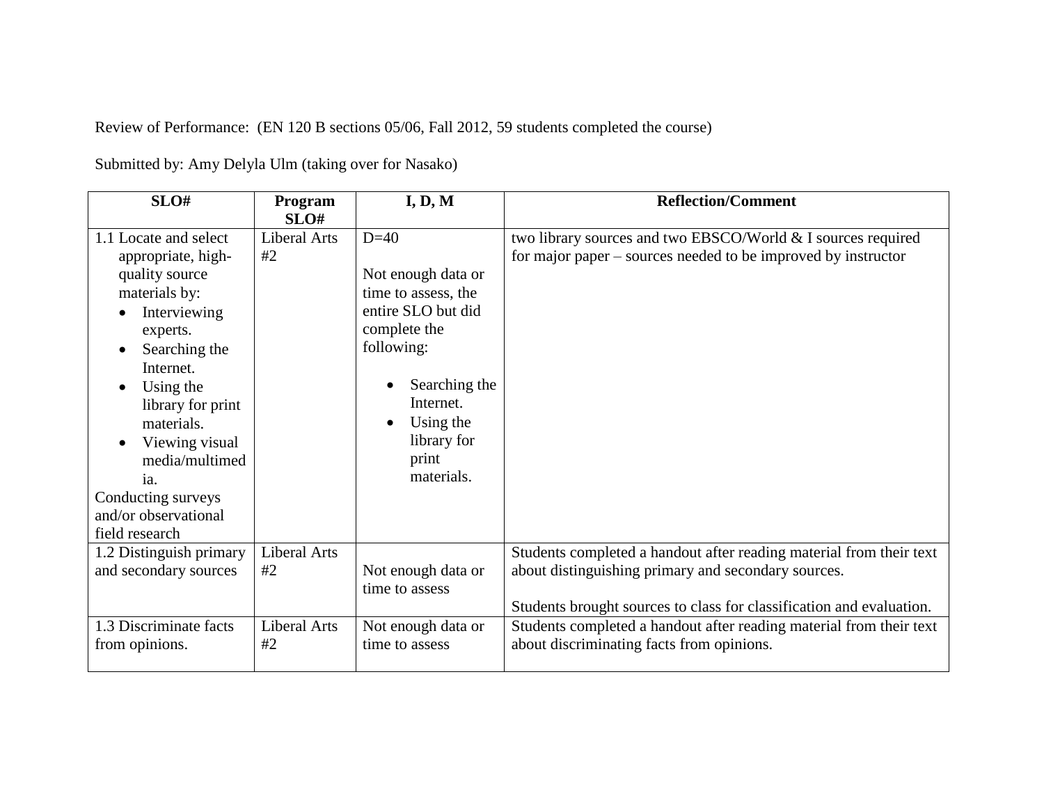Review of Performance: (EN 120 B sections 05/06, Fall 2012, 59 students completed the course)

Submitted by: Amy Delyla Ulm (taking over for Nasako)

| SLO# | Program SLO# | I, D, M | Reflection/Comment |
|---|---|---|---|
| 1.1 Locate and select appropriate, high-quality source materials by: <br>• Interviewing experts. <br>• Searching the Internet. <br>• Using the library for print materials. <br>• Viewing visual media/multimedia. <br>Conducting surveys and/or observational field research | Liberal Arts #2 | D=40 <br><br>Not enough data or time to assess, the entire SLO but did complete the following: <br><br>• Searching the Internet. <br>• Using the library for print materials. | two library sources and two EBSCO/World & I sources required for major paper – sources needed to be improved by instructor |
| 1.2 Distinguish primary and secondary sources | Liberal Arts #2 | Not enough data or time to assess | Students completed a handout after reading material from their text about distinguishing primary and secondary sources. <br><br>Students brought sources to class for classification and evaluation. |
| 1.3 Discriminate facts from opinions. | Liberal Arts #2 | Not enough data or time to assess | Students completed a handout after reading material from their text about discriminating facts from opinions. |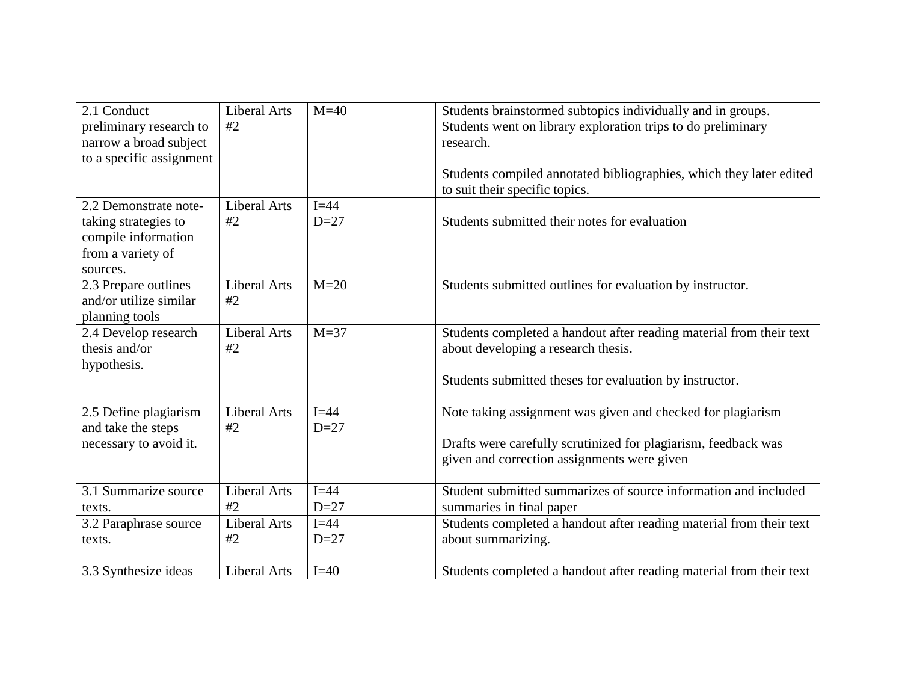| 2.1 Conduct preliminary research to narrow a broad subject to a specific assignment | Liberal Arts #2 | M=40 | Students brainstormed subtopics individually and in groups. Students went on library exploration trips to do preliminary research.<br><br>Students compiled annotated bibliographies, which they later edited to suit their specific topics. |
|---|---|---|---|
| 2.2 Demonstrate note-taking strategies to compile information from a variety of sources. | Liberal Arts #2 | I=44<br>D=27 | Students submitted their notes for evaluation |
| 2.3 Prepare outlines and/or utilize similar planning tools | Liberal Arts #2 | M=20 | Students submitted outlines for evaluation by instructor. |
| 2.4 Develop research thesis and/or hypothesis. | Liberal Arts #2 | M=37 | Students completed a handout after reading material from their text about developing a research thesis.<br><br>Students submitted theses for evaluation by instructor. |
| 2.5 Define plagiarism and take the steps necessary to avoid it. | Liberal Arts #2 | I=44<br>D=27 | Note taking assignment was given and checked for plagiarism<br><br>Drafts were carefully scrutinized for plagiarism, feedback was given and correction assignments were given |
| 3.1 Summarize source texts. | Liberal Arts #2 | I=44<br>D=27 | Student submitted summarizes of source information and included summaries in final paper |
| 3.2 Paraphrase source texts. | Liberal Arts #2 | I=44<br>D=27 | Students completed a handout after reading material from their text about summarizing. |
| 3.3 Synthesize ideas | Liberal Arts | I=40 | Students completed a handout after reading material from their text |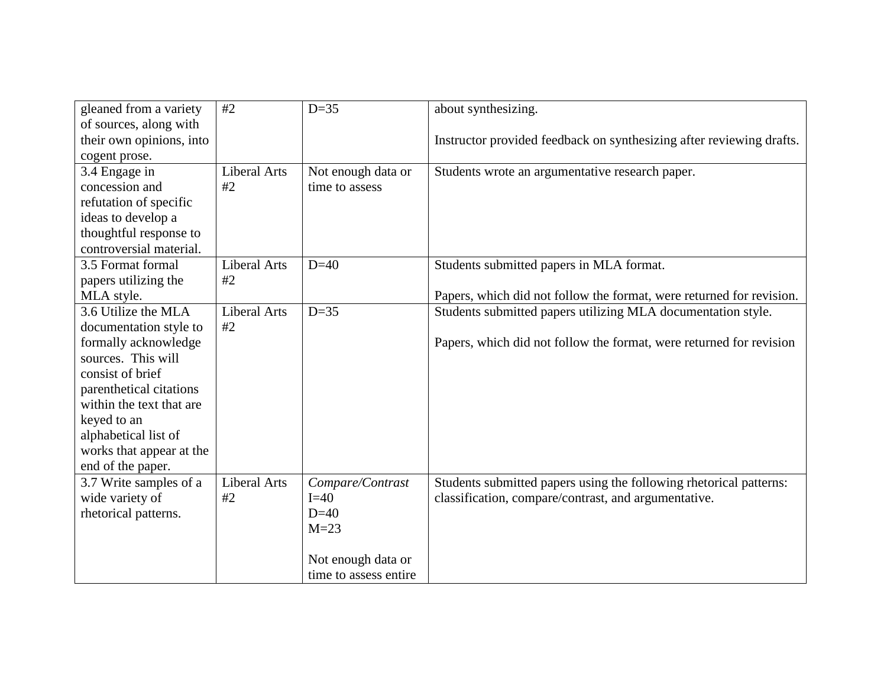| | | | |
|---|---|---|---|
| gleaned from a variety of sources, along with their own opinions, into cogent prose. | #2 | D=35 | about synthesizing.<br><br>Instructor provided feedback on synthesizing after reviewing drafts. |
| 3.4 Engage in concession and refutation of specific ideas to develop a thoughtful response to controversial material. | Liberal Arts #2 | Not enough data or time to assess | Students wrote an argumentative research paper. |
| 3.5 Format formal papers utilizing the MLA style. | Liberal Arts #2 | D=40 | Students submitted papers in MLA format.<br><br>Papers, which did not follow the format, were returned for revision. |
| 3.6 Utilize the MLA documentation style to formally acknowledge sources. This will consist of brief parenthetical citations within the text that are keyed to an alphabetical list of works that appear at the end of the paper. | Liberal Arts #2 | D=35 | Students submitted papers utilizing MLA documentation style.<br><br>Papers, which did not follow the format, were returned for revision |
| 3.7 Write samples of a wide variety of rhetorical patterns. | Liberal Arts #2 | *Compare/Contrast*<br>I=40<br>D=40<br>M=23<br><br>Not enough data or time to assess entire | Students submitted papers using the following rhetorical patterns: classification, compare/contrast, and argumentative. |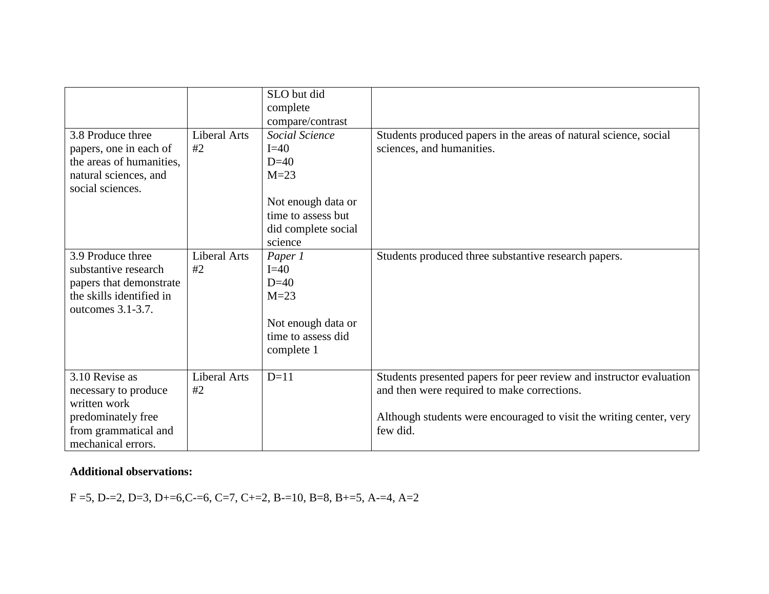| | | SLO but did complete compare/contrast | |
|---|---|---|---|
| 3.8 Produce three papers, one in each of the areas of humanities, natural sciences, and social sciences. | Liberal Arts #2 | *Social Science*<br>I=40<br>D=40<br>M=23<br><br>Not enough data or time to assess but did complete social science | Students produced papers in the areas of natural science, social sciences, and humanities. |
| 3.9 Produce three substantive research papers that demonstrate the skills identified in outcomes 3.1-3.7. | Liberal Arts #2 | *Paper 1*<br>I=40<br>D=40<br>M=23<br><br>Not enough data or time to assess did complete 1 | Students produced three substantive research papers. |
| 3.10 Revise as necessary to produce written work predominately free from grammatical and mechanical errors. | Liberal Arts #2 | D=11 | Students presented papers for peer review and instructor evaluation and then were required to make corrections.<br><br>Although students were encouraged to visit the writing center, very few did. |

**Additional observations:**

F =5, D-=2, D=3, D+=6,C-=6, C=7, C+=2, B-=10, B=8, B+=5, A-=4, A=2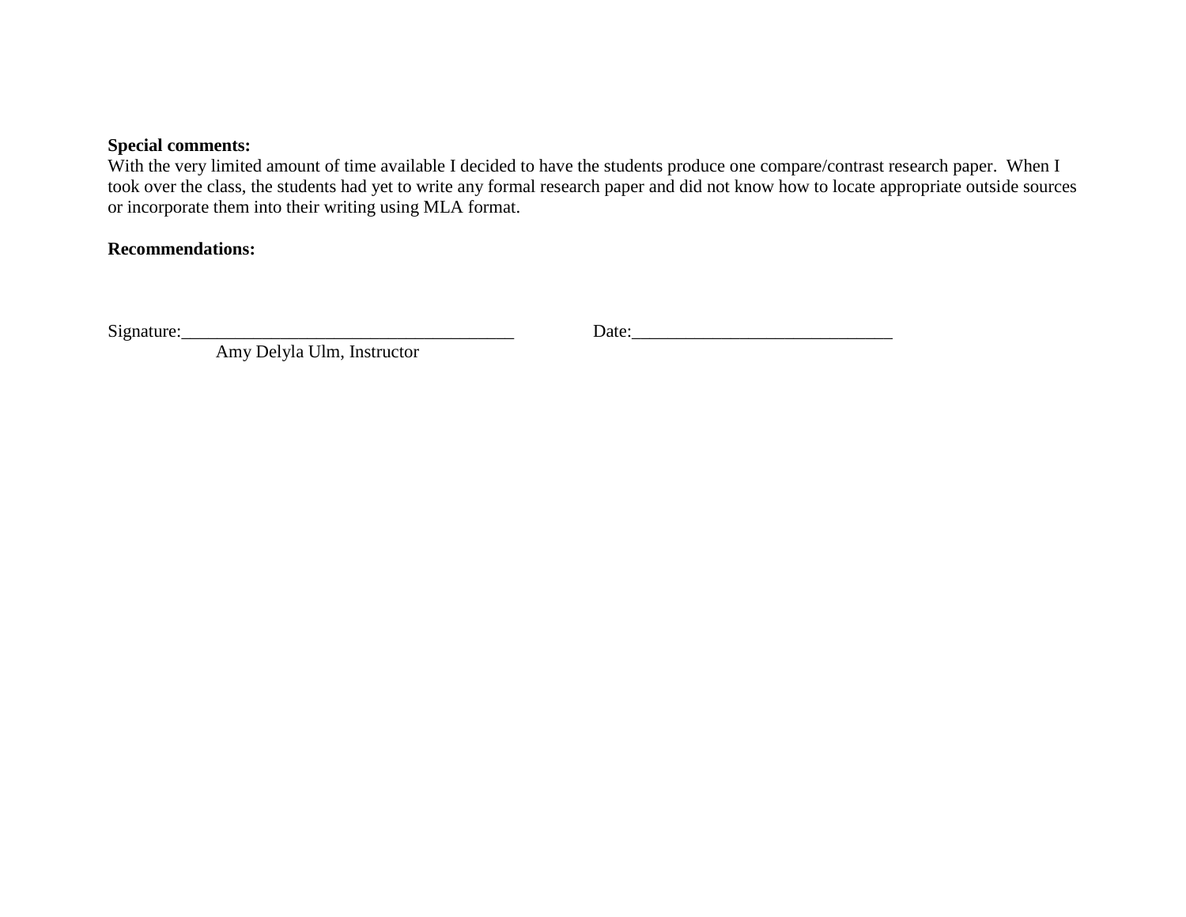**Special comments:**
With the very limited amount of time available I decided to have the students produce one compare/contrast research paper.  When I took over the class, the students had yet to write any formal research paper and did not know how to locate appropriate outside sources or incorporate them into their writing using MLA format.

**Recommendations:**

Signature:_____________________________________ Date:_____________________________
Amy Delyla Ulm, Instructor